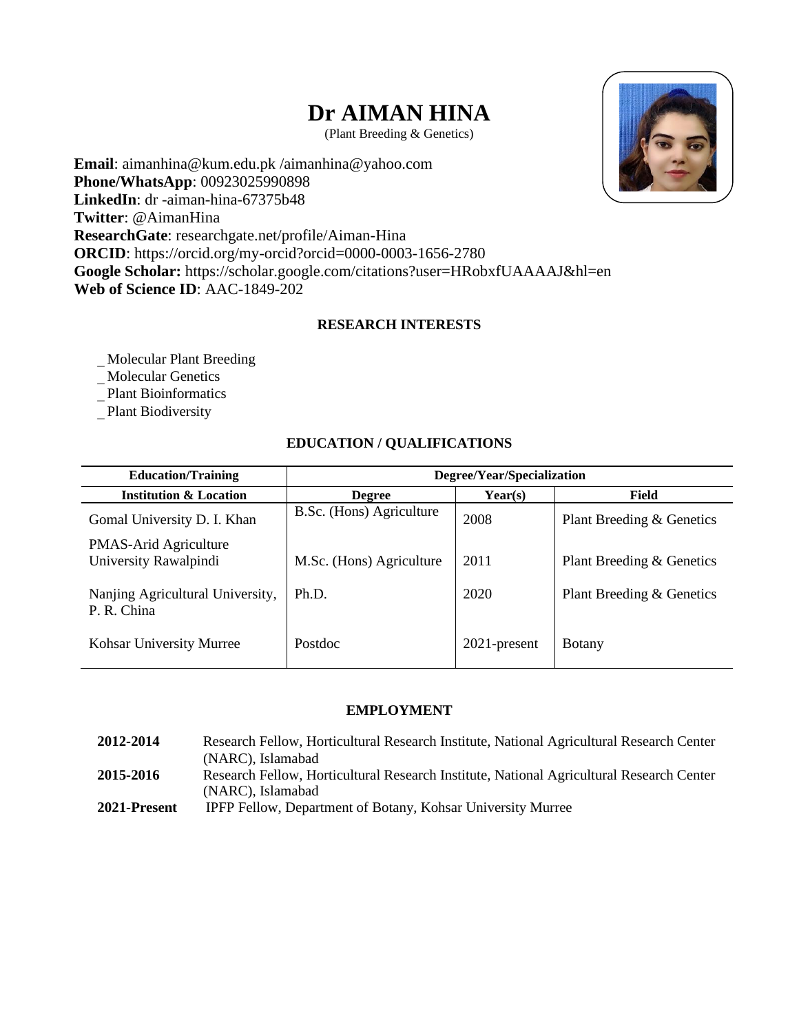# Dr AIMAN HINA

(Plant Breeding & Genetics)

**Email**: aimanhina@kum.edu.pk /aimanhina@yahoo.com
**Phone/WhatsApp**: 00923025990898
**LinkedIn**: dr -aiman-hina-67375b48
**Twitter**: @AimanHina
**ResearchGate**: researchgate.net/profile/Aiman-Hina
**ORCID**: https://orcid.org/my-orcid?orcid=0000-0003-1656-2780
**Google Scholar:** https://scholar.google.com/citations?user=HRobxfUAAAAJ&hl=en
**Web of Science ID**: AAC-1849-202

## RESEARCH INTERESTS

- Molecular Plant Breeding
- Molecular Genetics
- Plant Bioinformatics
- Plant Biodiversity

## EDUCATION / QUALIFICATIONS

| Education/Training | Degree/Year/Specialization | | |
|---|---|---|---|
| **Institution & Location** | **Degree** | **Year(s)** | **Field** |
| Gomal University D. I. Khan | B.Sc. (Hons) Agriculture | 2008 | Plant Breeding & Genetics |
| PMAS-Arid Agriculture University Rawalpindi | M.Sc. (Hons) Agriculture | 2011 | Plant Breeding & Genetics |
| Nanjing Agricultural University, P. R. China | Ph.D. | 2020 | Plant Breeding & Genetics |
| Kohsar University Murree | Postdoc | 2021-present | Botany |

## EMPLOYMENT

**2012-2014** Research Fellow, Horticultural Research Institute, National Agricultural Research Center (NARC), Islamabad

**2015-2016** Research Fellow, Horticultural Research Institute, National Agricultural Research Center (NARC), Islamabad

**2021-Present** IPFP Fellow, Department of Botany, Kohsar University Murree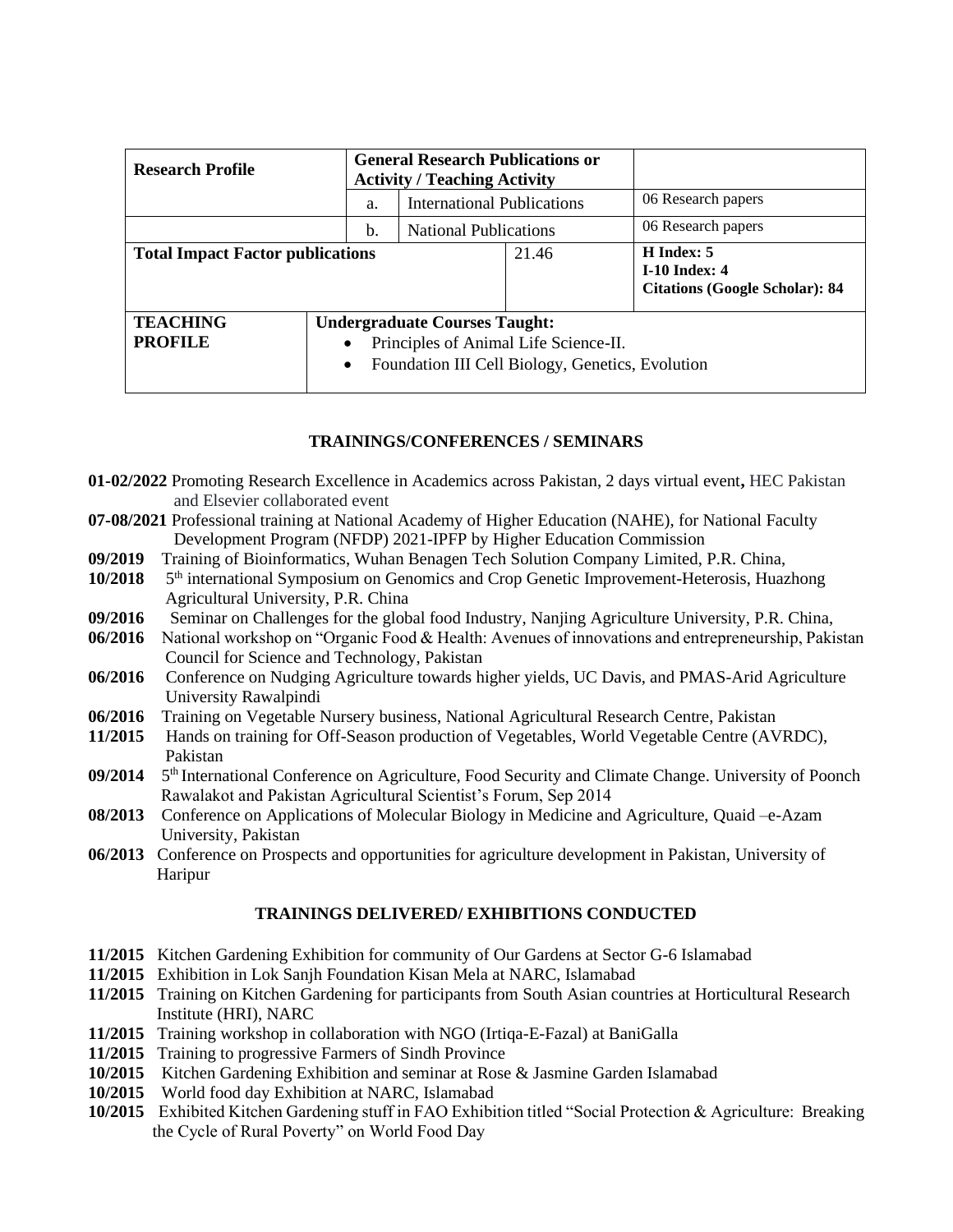| Research Profile | General Research Publications or Activity / Teaching Activity | | | |
|---|---|---|---|---|
| | a. | International Publications | | 06 Research papers |
| | b. | National Publications | | 06 Research papers |
| **Total Impact Factor publications** | | | 21.46 | **H Index: 5**<br>**I-10 Index: 4**<br>**Citations (Google Scholar): 84** |
| **TEACHING PROFILE** | **Undergraduate Courses Taught:**<br>• Principles of Animal Life Science-II.<br>• Foundation III Cell Biology, Genetics, Evolution | | | |

## TRAININGS/CONFERENCES / SEMINARS

**01-02/2022** Promoting Research Excellence in Academics across Pakistan, 2 days virtual event**,** HEC Pakistan and Elsevier collaborated event

**07-08/2021** Professional training at National Academy of Higher Education (NAHE), for National Faculty Development Program (NFDP) 2021-IPFP by Higher Education Commission

**09/2019** Training of Bioinformatics, Wuhan Benagen Tech Solution Company Limited, P.R. China,

**10/2018** 5th international Symposium on Genomics and Crop Genetic Improvement-Heterosis, Huazhong Agricultural University, P.R. China

**09/2016** Seminar on Challenges for the global food Industry, Nanjing Agriculture University, P.R. China,

**06/2016** National workshop on "Organic Food & Health: Avenues of innovations and entrepreneurship, Pakistan Council for Science and Technology, Pakistan

**06/2016** Conference on Nudging Agriculture towards higher yields, UC Davis, and PMAS-Arid Agriculture University Rawalpindi

**06/2016** Training on Vegetable Nursery business, National Agricultural Research Centre, Pakistan

**11/2015** Hands on training for Off-Season production of Vegetables, World Vegetable Centre (AVRDC), Pakistan

**09/2014** 5th International Conference on Agriculture, Food Security and Climate Change. University of Poonch Rawalakot and Pakistan Agricultural Scientist's Forum, Sep 2014

**08/2013** Conference on Applications of Molecular Biology in Medicine and Agriculture, Quaid –e-Azam University, Pakistan

**06/2013** Conference on Prospects and opportunities for agriculture development in Pakistan, University of Haripur

## TRAININGS DELIVERED/ EXHIBITIONS CONDUCTED

**11/2015** Kitchen Gardening Exhibition for community of Our Gardens at Sector G-6 Islamabad

**11/2015** Exhibition in Lok Sanjh Foundation Kisan Mela at NARC, Islamabad

**11/2015** Training on Kitchen Gardening for participants from South Asian countries at Horticultural Research Institute (HRI), NARC

**11/2015** Training workshop in collaboration with NGO (Irtiqa-E-Fazal) at BaniGalla

**11/2015** Training to progressive Farmers of Sindh Province

**10/2015** Kitchen Gardening Exhibition and seminar at Rose & Jasmine Garden Islamabad

**10/2015** World food day Exhibition at NARC, Islamabad

**10/2015** Exhibited Kitchen Gardening stuff in FAO Exhibition titled "Social Protection & Agriculture: Breaking the Cycle of Rural Poverty" on World Food Day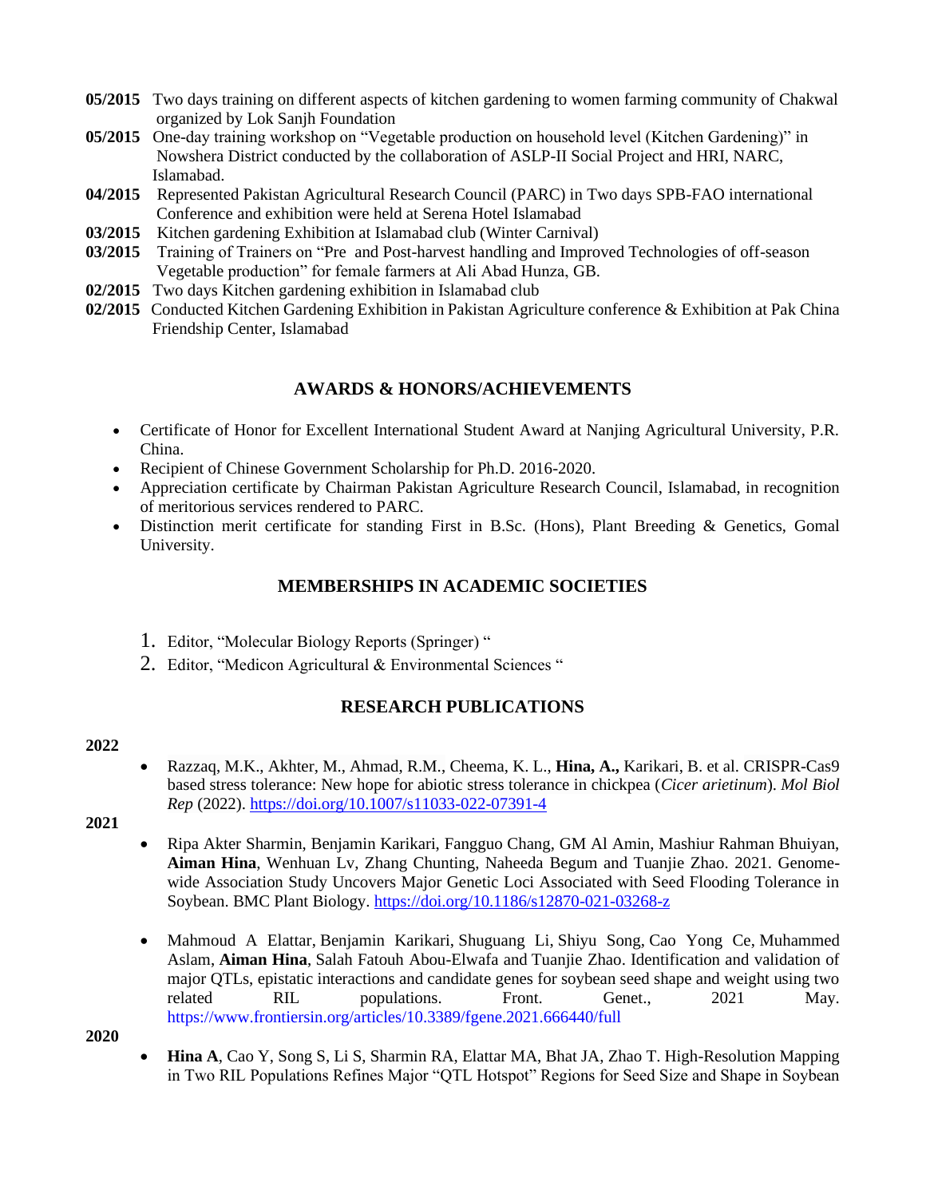**05/2015** Two days training on different aspects of kitchen gardening to women farming community of Chakwal organized by Lok Sanjh Foundation

**05/2015** One-day training workshop on "Vegetable production on household level (Kitchen Gardening)" in Nowshera District conducted by the collaboration of ASLP-II Social Project and HRI, NARC, Islamabad.

**04/2015** Represented Pakistan Agricultural Research Council (PARC) in Two days SPB-FAO international Conference and exhibition were held at Serena Hotel Islamabad

**03/2015** Kitchen gardening Exhibition at Islamabad club (Winter Carnival)

**03/2015** Training of Trainers on "Pre and Post-harvest handling and Improved Technologies of off-season Vegetable production" for female farmers at Ali Abad Hunza, GB.

**02/2015** Two days Kitchen gardening exhibition in Islamabad club

**02/2015** Conducted Kitchen Gardening Exhibition in Pakistan Agriculture conference & Exhibition at Pak China Friendship Center, Islamabad

## AWARDS & HONORS/ACHIEVEMENTS

- Certificate of Honor for Excellent International Student Award at Nanjing Agricultural University, P.R. China.
- Recipient of Chinese Government Scholarship for Ph.D. 2016-2020.
- Appreciation certificate by Chairman Pakistan Agriculture Research Council, Islamabad, in recognition of meritorious services rendered to PARC.
- Distinction merit certificate for standing First in B.Sc. (Hons), Plant Breeding & Genetics, Gomal University.

## MEMBERSHIPS IN ACADEMIC SOCIETIES

1. Editor, "Molecular Biology Reports (Springer) "
2. Editor, "Medicon Agricultural & Environmental Sciences "

## RESEARCH PUBLICATIONS

**2022**

- Razzaq, M.K., Akhter, M., Ahmad, R.M., Cheema, K. L., **Hina, A.,** Karikari, B. et al. CRISPR-Cas9 based stress tolerance: New hope for abiotic stress tolerance in chickpea (*Cicer arietinum*). *Mol Biol Rep* (2022). https://doi.org/10.1007/s11033-022-07391-4

**2021**

- Ripa Akter Sharmin, Benjamin Karikari, Fangguo Chang, GM Al Amin, Mashiur Rahman Bhuiyan, **Aiman Hina**, Wenhuan Lv, Zhang Chunting, Naheeda Begum and Tuanjie Zhao. 2021. Genome-wide Association Study Uncovers Major Genetic Loci Associated with Seed Flooding Tolerance in Soybean. BMC Plant Biology. https://doi.org/10.1186/s12870-021-03268-z

- Mahmoud A Elattar, Benjamin Karikari, Shuguang Li, Shiyu Song, Cao Yong Ce, Muhammed Aslam, **Aiman Hina**, Salah Fatouh Abou-Elwafa and Tuanjie Zhao. Identification and validation of major QTLs, epistatic interactions and candidate genes for soybean seed shape and weight using two related RIL populations. Front. Genet., 2021 May. https://www.frontiersin.org/articles/10.3389/fgene.2021.666440/full

**2020**

- **Hina A**, Cao Y, Song S, Li S, Sharmin RA, Elattar MA, Bhat JA, Zhao T. High-Resolution Mapping in Two RIL Populations Refines Major "QTL Hotspot" Regions for Seed Size and Shape in Soybean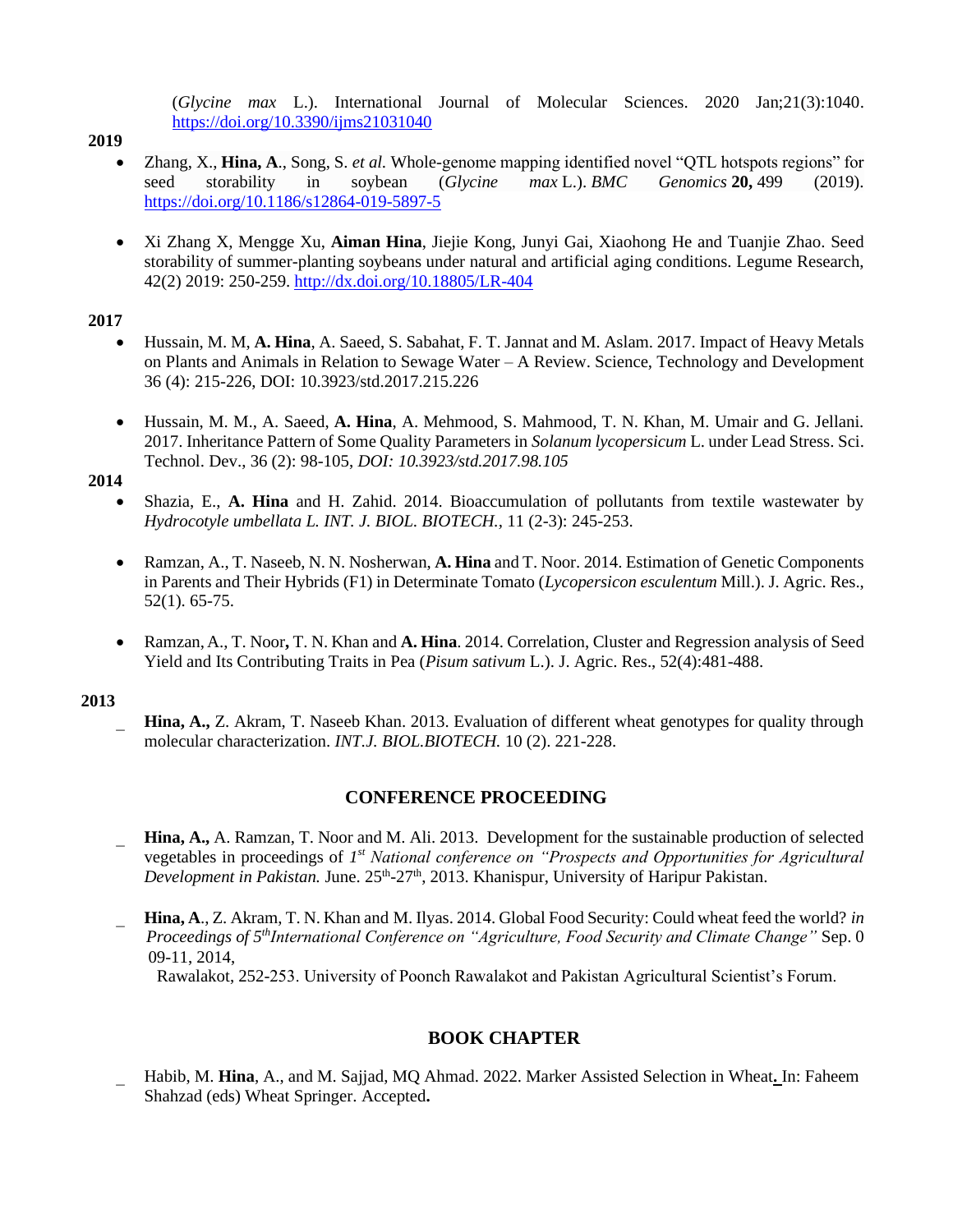(*Glycine max* L.). International Journal of Molecular Sciences. 2020 Jan;21(3):1040. https://doi.org/10.3390/ijms21031040

**2019**

- Zhang, X., **Hina, A.**, Song, S. *et al.* Whole-genome mapping identified novel "QTL hotspots regions" for seed storability in soybean (*Glycine max* L.). *BMC Genomics* **20,** 499 (2019). https://doi.org/10.1186/s12864-019-5897-5

- Xi Zhang X, Mengge Xu, **Aiman Hina**, Jiejie Kong, Junyi Gai, Xiaohong He and Tuanjie Zhao. Seed storability of summer-planting soybeans under natural and artificial aging conditions. Legume Research, 42(2) 2019: 250-259. http://dx.doi.org/10.18805/LR-404

**2017**

- Hussain, M. M, **A. Hina**, A. Saeed, S. Sabahat, F. T. Jannat and M. Aslam. 2017. Impact of Heavy Metals on Plants and Animals in Relation to Sewage Water – A Review. Science, Technology and Development 36 (4): 215-226, DOI: 10.3923/std.2017.215.226

- Hussain, M. M., A. Saeed, **A. Hina**, A. Mehmood, S. Mahmood, T. N. Khan, M. Umair and G. Jellani. 2017. Inheritance Pattern of Some Quality Parameters in *Solanum lycopersicum* L. under Lead Stress. Sci. Technol. Dev., 36 (2): 98-105, *DOI: 10.3923/std.2017.98.105*

**2014**

- Shazia, E., **A. Hina** and H. Zahid. 2014. Bioaccumulation of pollutants from textile wastewater by *Hydrocotyle umbellata L. INT. J. BIOL. BIOTECH.*, 11 (2-3): 245-253.

- Ramzan, A., T. Naseeb, N. N. Nosherwan, **A. Hina** and T. Noor. 2014. Estimation of Genetic Components in Parents and Their Hybrids (F1) in Determinate Tomato (*Lycopersicon esculentum* Mill.). J. Agric. Res., 52(1). 65-75.

- Ramzan, A., T. Noor**,** T. N. Khan and **A. Hina**. 2014. Correlation, Cluster and Regression analysis of Seed Yield and Its Contributing Traits in Pea (*Pisum sativum* L.). J. Agric. Res., 52(4):481-488.

**2013**

- **Hina, A.,** Z. Akram, T. Naseeb Khan. 2013. Evaluation of different wheat genotypes for quality through molecular characterization. *INT.J. BIOL.BIOTECH.* 10 (2). 221-228.

## CONFERENCE PROCEEDING

- **Hina, A.,** A. Ramzan, T. Noor and M. Ali. 2013. Development for the sustainable production of selected vegetables in proceedings of *1st National conference on "Prospects and Opportunities for Agricultural Development in Pakistan.* June. 25th-27th, 2013. Khanispur, University of Haripur Pakistan.

- **Hina, A**., Z. Akram, T. N. Khan and M. Ilyas. 2014. Global Food Security: Could wheat feed the world? *in Proceedings of 5thInternational Conference on "Agriculture, Food Security and Climate Change"* Sep. 0 09-11, 2014, Rawalakot, 252-253. University of Poonch Rawalakot and Pakistan Agricultural Scientist's Forum.

## BOOK CHAPTER

- Habib, M. **Hina**, A., and M. Sajjad, MQ Ahmad. 2022. Marker Assisted Selection in Wheat. In: Faheem Shahzad (eds) Wheat Springer. Accepted**.**